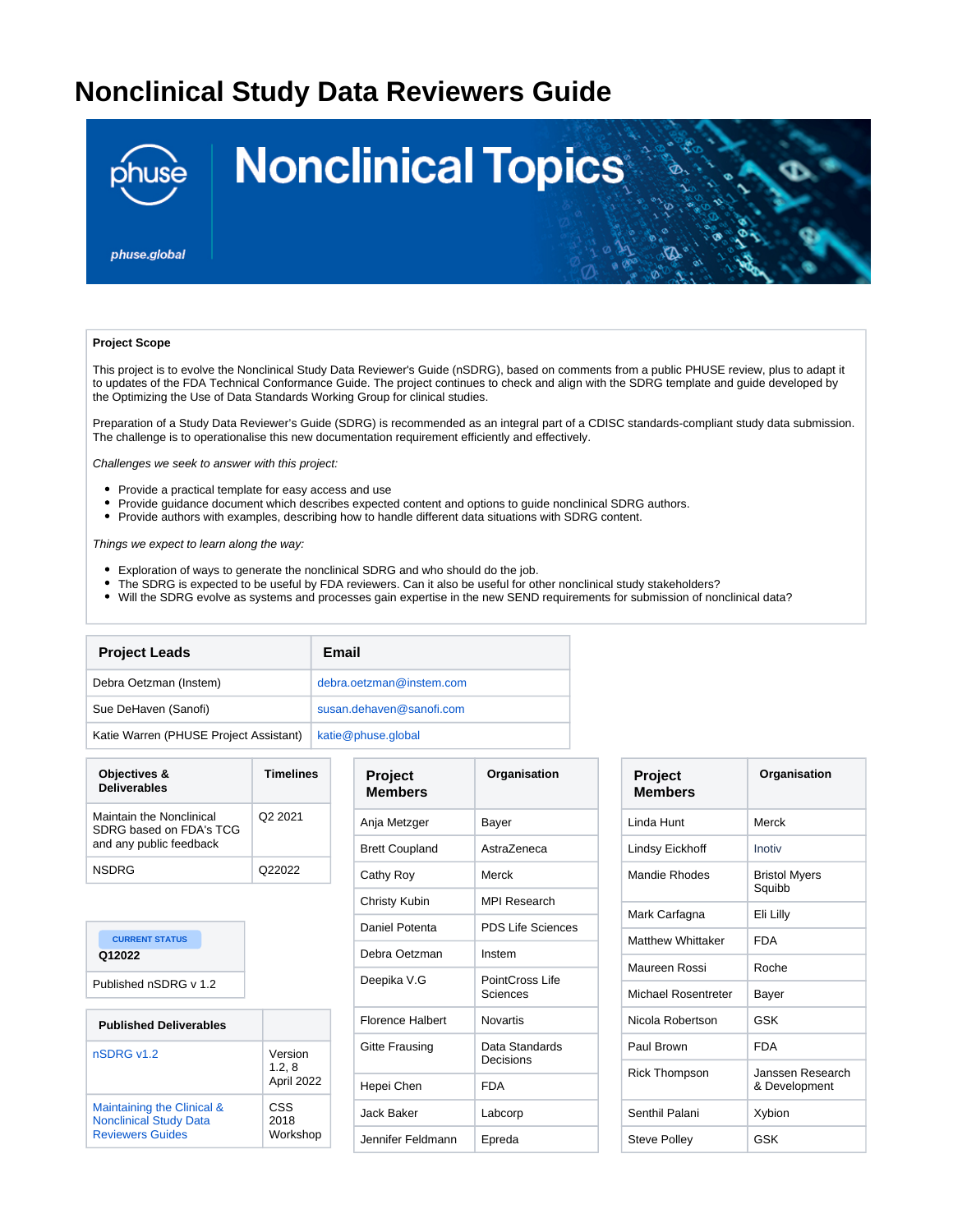# Nonclinical Study Data Reviewers Guide

**Project Scope**

This project is to evolve the Nonclinical Study Data Reviewer's Guide (nSDRG), based on comments from a public PHUSE review, plus to adapt it to updates of the FDA Technical Conformance Guide. The project continues to check and align with the SDRG template and guide developed by the Optimizing the Use of Data Standards Working Group for clinical studies.

Preparation of a Study Data Reviewer's Guide (SDRG) is recommended as an integral part of a CDISC standards-compliant study data submission. The challenge is to operationalise this new documentation requirement efficiently and effectively.

*Challenges we seek to answer with this project:*

- Provide a practical template for easy access and use
- Provide guidance document which describes expected content and options to guide nonclinical SDRG authors.
- Provide authors with examples, describing how to handle different data situations with SDRG content.

*Things we expect to learn along the way:*

- Exploration of ways to generate the nonclinical SDRG and who should do the job.
- The SDRG is expected to be useful by FDA reviewers. Can it also be useful for other nonclinical study stakeholders?
- Will the SDRG evolve as systems and processes gain expertise in the new SEND requirements for submission of nonclinical data?

| Project Leads | Email |
|---|---|
| Debra Oetzman (Instem) | debra.oetzman@instem.com |
| Sue DeHaven (Sanofi) | susan.dehaven@sanofi.com |
| Katie Warren (PHUSE Project Assistant) | katie@phuse.global |

| Objectives & Deliverables | Timelines |
|---|---|
| Maintain the Nonclinical SDRG based on FDA's TCG and any public feedback | Q2 2021 |
| NSDRG | Q22022 |

| CURRENT STATUS Q12022 |
|---|
| Published nSDRG v 1.2 |

| Published Deliverables | |
|---|---|
| nSDRG v1.2 | Version 1.2, 8 April 2022 |
| Maintaining the Clinical & Nonclinical Study Data Reviewers Guides | CSS 2018 Workshop |

| Project Members | Organisation |
|---|---|
| Anja Metzger | Bayer |
| Brett Coupland | AstraZeneca |
| Cathy Roy | Merck |
| Christy Kubin | MPI Research |
| Daniel Potenta | PDS Life Sciences |
| Debra Oetzman | Instem |
| Deepika V.G | PointCross Life Sciences |
| Florence Halbert | Novartis |
| Gitte Frausing | Data Standards Decisions |
| Hepei Chen | FDA |
| Jack Baker | Labcorp |
| Jennifer Feldmann | Epreda |
| Linda Hunt | Merck |
| Lindsy Eickhoff | Inotiv |
| Mandie Rhodes | Bristol Myers Squibb |
| Mark Carfagna | Eli Lilly |
| Matthew Whittaker | FDA |
| Maureen Rossi | Roche |
| Michael Rosentreter | Bayer |
| Nicola Robertson | GSK |
| Paul Brown | FDA |
| Rick Thompson | Janssen Research & Development |
| Senthil Palani | Xybion |
| Steve Polley | GSK |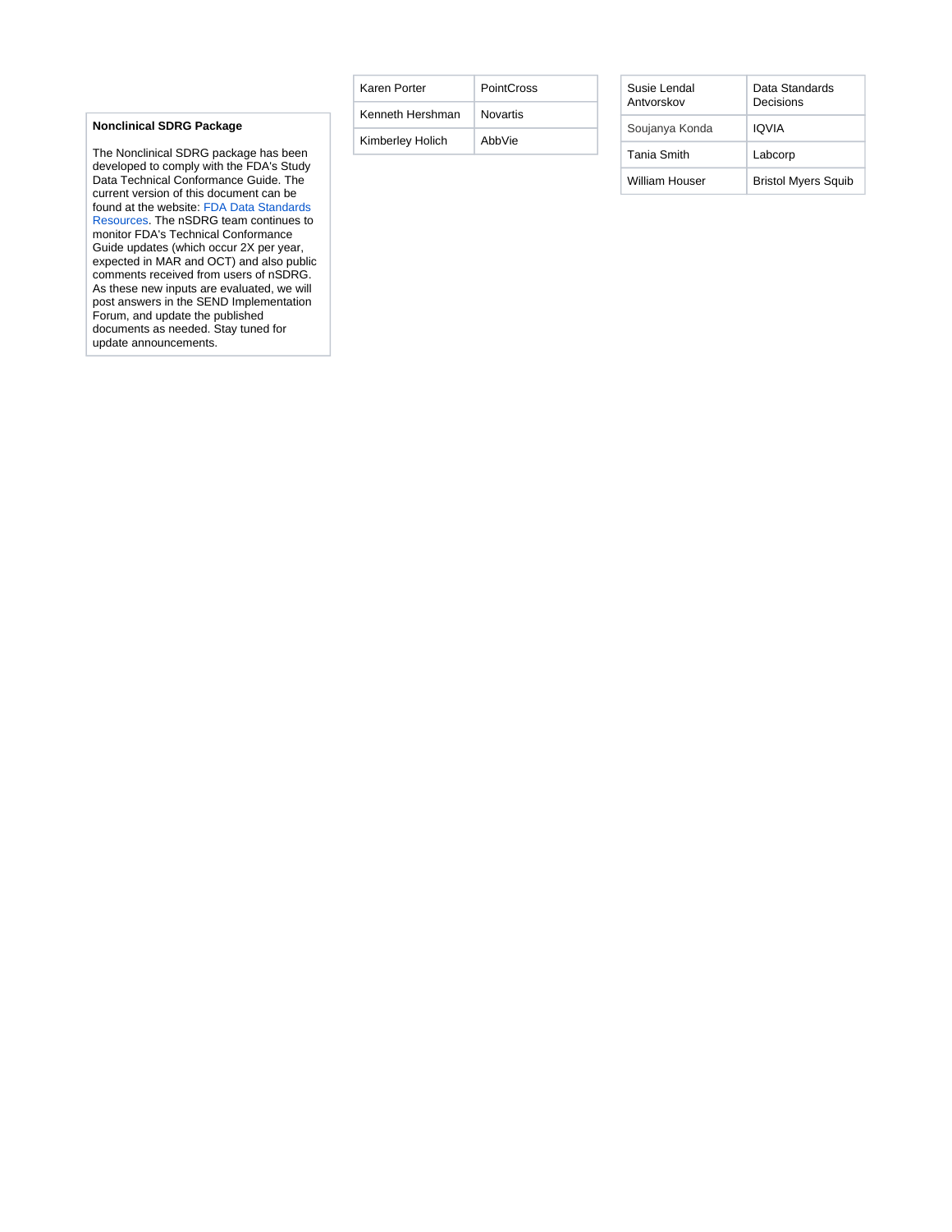**Nonclinical SDRG Package**

The Nonclinical SDRG package has been developed to comply with the FDA's Study Data Technical Conformance Guide. The current version of this document can be found at the website: FDA Data Standards Resources. The nSDRG team continues to monitor FDA's Technical Conformance Guide updates (which occur 2X per year, expected in MAR and OCT) and also public comments received from users of nSDRG. As these new inputs are evaluated, we will post answers in the SEND Implementation Forum, and update the published documents as needed. Stay tuned for update announcements.

| | |
|---|---|
| Karen Porter | PointCross |
| Kenneth Hershman | Novartis |
| Kimberley Holich | AbbVie |

| | |
|---|---|
| Susie Lendal Antvorskov | Data Standards Decisions |
| Soujanya Konda | IQVIA |
| Tania Smith | Labcorp |
| William Houser | Bristol Myers Squib |